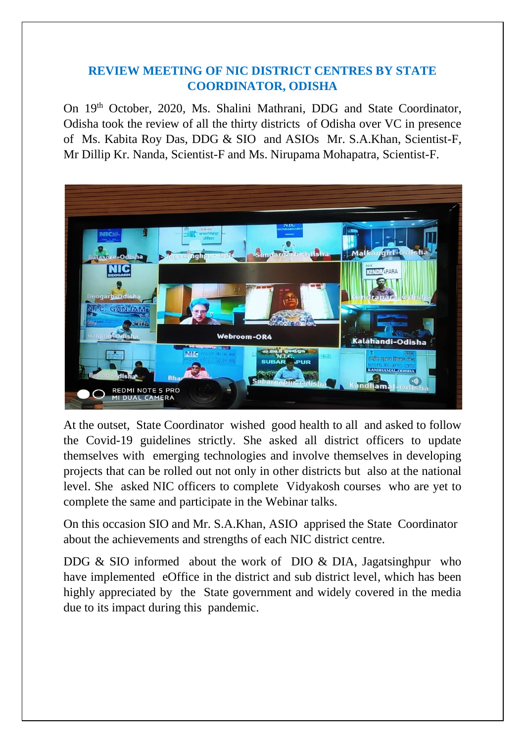## REVIEW MEETING OF NIC DISTRICT CENTRES BY STATE COORDINATOR, ODISHA

On 19th October, 2020, Ms. Shalini Mathrani, DDG and State Coordinator, Odisha took the review of all the thirty districts of Odisha over VC in presence of Ms. Kabita Roy Das, DDG & SIO and ASIOs Mr. S.A.Khan, Scientist-F, Mr Dillip Kr. Nanda, Scientist-F and Ms. Nirupama Mohapatra, Scientist-F.

At the outset, State Coordinator wished good health to all and asked to follow the Covid-19 guidelines strictly. She asked all district officers to update themselves with emerging technologies and involve themselves in developing projects that can be rolled out not only in other districts but also at the national level. She asked NIC officers to complete Vidyakosh courses who are yet to complete the same and participate in the Webinar talks.

On this occasion SIO and Mr. S.A.Khan, ASIO apprised the State Coordinator about the achievements and strengths of each NIC district centre.

DDG & SIO informed about the work of DIO & DIA, Jagatsinghpur who have implemented eOffice in the district and sub district level, which has been highly appreciated by the State government and widely covered in the media due to its impact during this pandemic.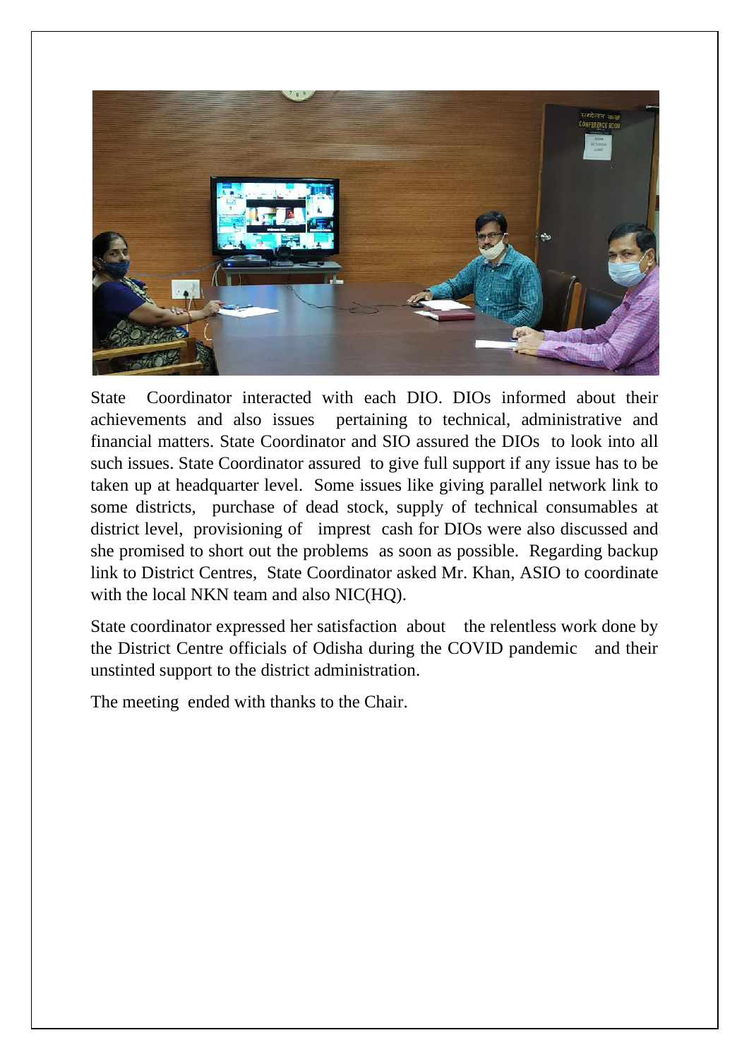State Coordinator interacted with each DIO. DIOs informed about their achievements and also issues pertaining to technical, administrative and financial matters. State Coordinator and SIO assured the DIOs to look into all such issues. State Coordinator assured to give full support if any issue has to be taken up at headquarter level. Some issues like giving parallel network link to some districts, purchase of dead stock, supply of technical consumables at district level, provisioning of imprest cash for DIOs were also discussed and she promised to short out the problems as soon as possible. Regarding backup link to District Centres, State Coordinator asked Mr. Khan, ASIO to coordinate with the local NKN team and also NIC(HQ).

State coordinator expressed her satisfaction about the relentless work done by the District Centre officials of Odisha during the COVID pandemic and their unstinted support to the district administration.

The meeting ended with thanks to the Chair.